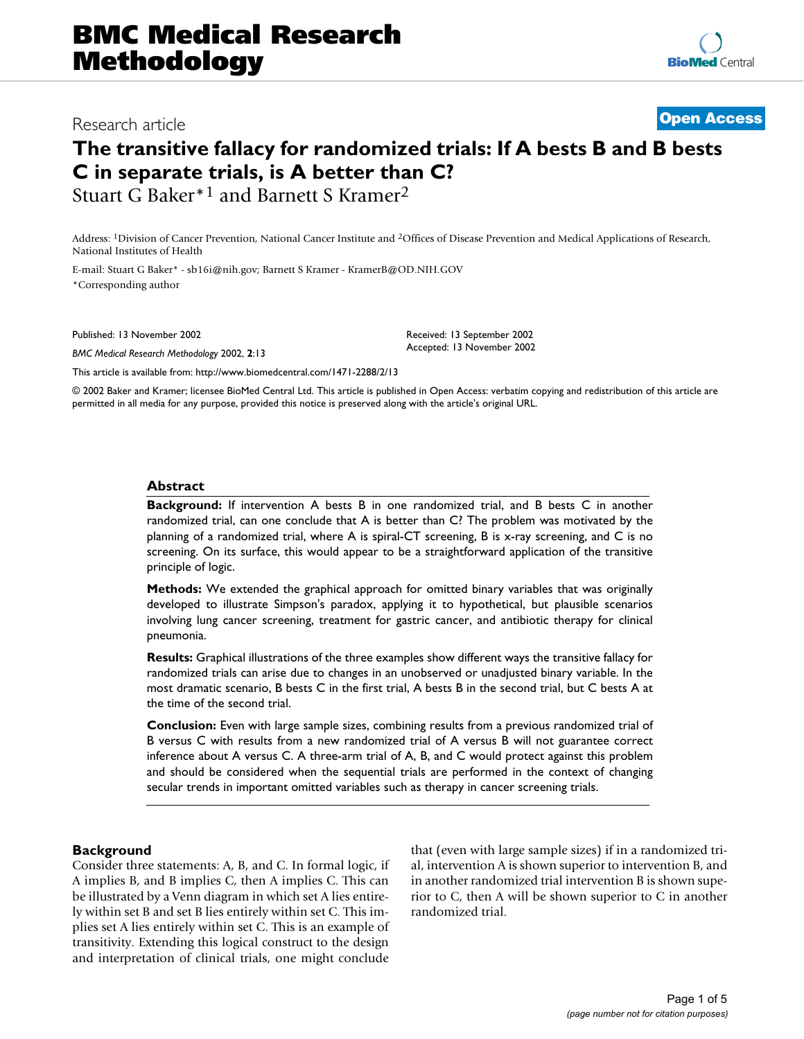# The transitive fallacy for randomized trials: If A bests B and B bests C in separate trials, is A better than C?

Stuart G Baker*[1] and Barnett S Kramer[2]

Address: [1]Division of Cancer Prevention, National Cancer Institute and [2]Offices of Disease Prevention and Medical Applications of Research, National Institutes of Health

E-mail: Stuart G Baker* - sb16i@nih.gov; Barnett S Kramer - KramerB@OD.NIH.GOV

*Corresponding author

Research article

Published: 13 November 2002

Received: 13 September 2002

Accepted: 13 November 2002

*BMC Medical Research Methodology* 2002, **2**:13

This article is available from: http://www.biomedcentral.com/1471-2288/2/13

© 2002 Baker and Kramer; licensee BioMed Central Ltd. This article is published in Open Access: verbatim copying and redistribution of this article are permitted in all media for any purpose, provided this notice is preserved along with the article's original URL.

## Abstract

**Background:** If intervention A bests B in one randomized trial, and B bests C in another randomized trial, can one conclude that A is better than C? The problem was motivated by the planning of a randomized trial, where A is spiral-CT screening, B is x-ray screening, and C is no screening. On its surface, this would appear to be a straightforward application of the transitive principle of logic.

**Methods:** We extended the graphical approach for omitted binary variables that was originally developed to illustrate Simpson's paradox, applying it to hypothetical, but plausible scenarios involving lung cancer screening, treatment for gastric cancer, and antibiotic therapy for clinical pneumonia.

**Results:** Graphical illustrations of the three examples show different ways the transitive fallacy for randomized trials can arise due to changes in an unobserved or unadjusted binary variable. In the most dramatic scenario, B bests C in the first trial, A bests B in the second trial, but C bests A at the time of the second trial.

**Conclusion:** Even with large sample sizes, combining results from a previous randomized trial of B versus C with results from a new randomized trial of A versus B will not guarantee correct inference about A versus C. A three-arm trial of A, B, and C would protect against this problem and should be considered when the sequential trials are performed in the context of changing secular trends in important omitted variables such as therapy in cancer screening trials.

## Background

Consider three statements: A, B, and C. In formal logic, if A implies B, and B implies C, then A implies C. This can be illustrated by a Venn diagram in which set A lies entirely within set B and set B lies entirely within set C. This implies set A lies entirely within set C. This is an example of transitivity. Extending this logical construct to the design and interpretation of clinical trials, one might conclude that (even with large sample sizes) if in a randomized trial, intervention A is shown superior to intervention B, and in another randomized trial intervention B is shown superior to C, then A will be shown superior to C in another randomized trial.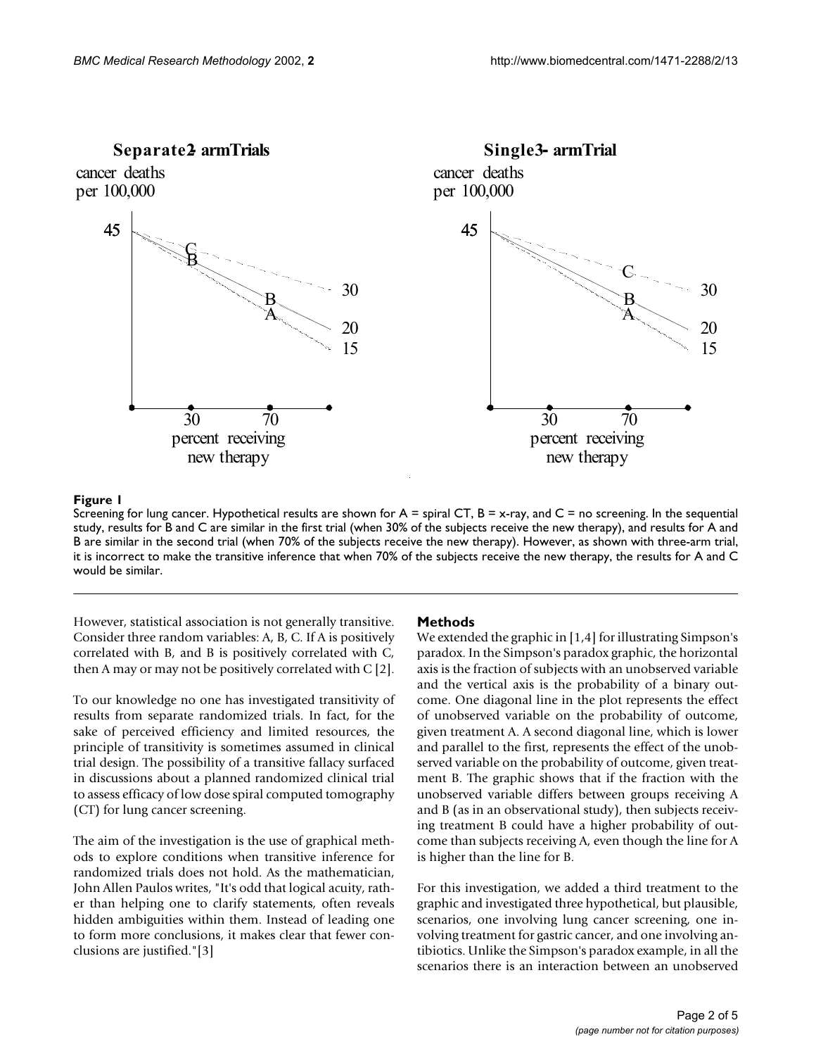**Figure 1**
Screening for lung cancer. Hypothetical results are shown for A = spiral CT, B = x-ray, and C = no screening. In the sequential study, results for B and C are similar in the first trial (when 30% of the subjects receive the new therapy), and results for A and B are similar in the second trial (when 70% of the subjects receive the new therapy). However, as shown with three-arm trial, it is incorrect to make the transitive inference that when 70% of the subjects receive the new therapy, the results for A and C would be similar.

However, statistical association is not generally transitive. Consider three random variables: A, B, C. If A is positively correlated with B, and B is positively correlated with C, then A may or may not be positively correlated with C [2].

To our knowledge no one has investigated transitivity of results from separate randomized trials. In fact, for the sake of perceived efficiency and limited resources, the principle of transitivity is sometimes assumed in clinical trial design. The possibility of a transitive fallacy surfaced in discussions about a planned randomized clinical trial to assess efficacy of low dose spiral computed tomography (CT) for lung cancer screening.

The aim of the investigation is the use of graphical methods to explore conditions when transitive inference for randomized trials does not hold. As the mathematician, John Allen Paulos writes, "It's odd that logical acuity, rather than helping one to clarify statements, often reveals hidden ambiguities within them. Instead of leading one to form more conclusions, it makes clear that fewer conclusions are justified."[3]

## Methods

We extended the graphic in [1,4] for illustrating Simpson's paradox. In the Simpson's paradox graphic, the horizontal axis is the fraction of subjects with an unobserved variable and the vertical axis is the probability of a binary outcome. One diagonal line in the plot represents the effect of unobserved variable on the probability of outcome, given treatment A. A second diagonal line, which is lower and parallel to the first, represents the effect of the unobserved variable on the probability of outcome, given treatment B. The graphic shows that if the fraction with the unobserved variable differs between groups receiving A and B (as in an observational study), then subjects receiving treatment B could have a higher probability of outcome than subjects receiving A, even though the line for A is higher than the line for B.

For this investigation, we added a third treatment to the graphic and investigated three hypothetical, but plausible, scenarios, one involving lung cancer screening, one involving treatment for gastric cancer, and one involving antibiotics. Unlike the Simpson's paradox example, in all the scenarios there is an interaction between an unobserved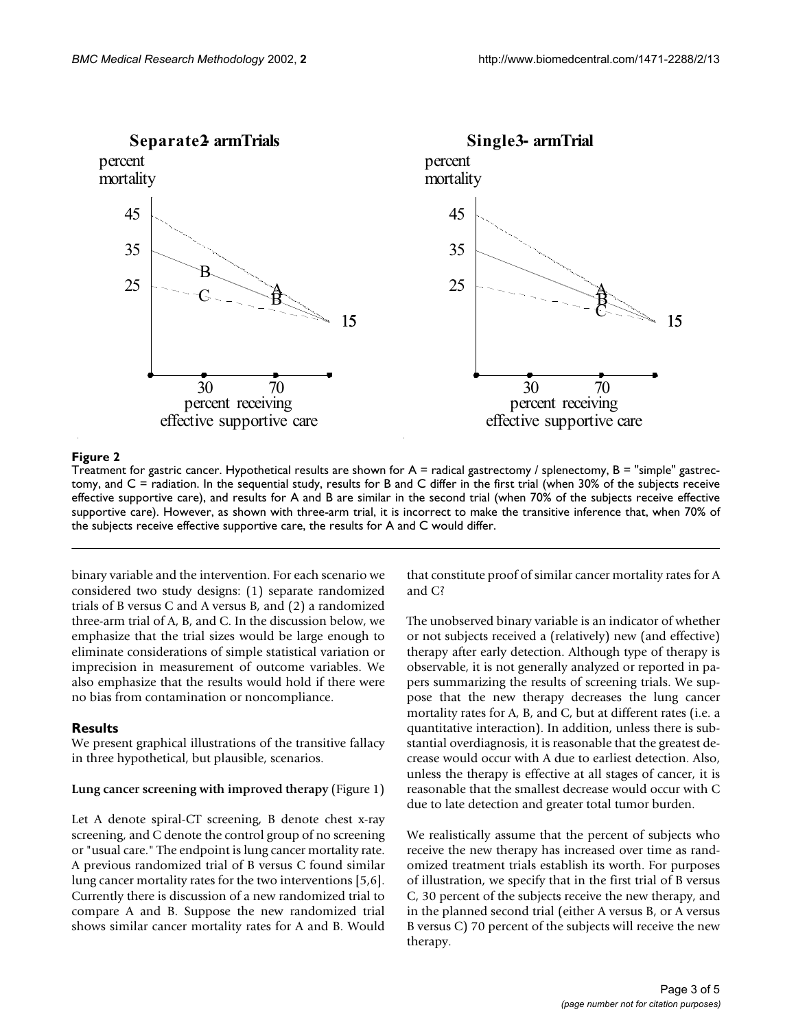**Figure 2**

Treatment for gastric cancer. Hypothetical results are shown for A = radical gastrectomy / splenectomy, B = "simple" gastrectomy, and C = radiation. In the sequential study, results for B and C differ in the first trial (when 30% of the subjects receive effective supportive care), and results for A and B are similar in the second trial (when 70% of the subjects receive effective supportive care). However, as shown with three-arm trial, it is incorrect to make the transitive inference that, when 70% of the subjects receive effective supportive care, the results for A and C would differ.

binary variable and the intervention. For each scenario we considered two study designs: (1) separate randomized trials of B versus C and A versus B, and (2) a randomized three-arm trial of A, B, and C. In the discussion below, we emphasize that the trial sizes would be large enough to eliminate considerations of simple statistical variation or imprecision in measurement of outcome variables. We also emphasize that the results would hold if there were no bias from contamination or noncompliance.

## Results

We present graphical illustrations of the transitive fallacy in three hypothetical, but plausible, scenarios.

### Lung cancer screening with improved therapy (Figure 1)

Let A denote spiral-CT screening, B denote chest x-ray screening, and C denote the control group of no screening or "usual care." The endpoint is lung cancer mortality rate. A previous randomized trial of B versus C found similar lung cancer mortality rates for the two interventions [5,6]. Currently there is discussion of a new randomized trial to compare A and B. Suppose the new randomized trial shows similar cancer mortality rates for A and B. Would that constitute proof of similar cancer mortality rates for A and C?

The unobserved binary variable is an indicator of whether or not subjects received a (relatively) new (and effective) therapy after early detection. Although type of therapy is observable, it is not generally analyzed or reported in papers summarizing the results of screening trials. We suppose that the new therapy decreases the lung cancer mortality rates for A, B, and C, but at different rates (i.e. a quantitative interaction). In addition, unless there is substantial overdiagnosis, it is reasonable that the greatest decrease would occur with A due to earliest detection. Also, unless the therapy is effective at all stages of cancer, it is reasonable that the smallest decrease would occur with C due to late detection and greater total tumor burden.

We realistically assume that the percent of subjects who receive the new therapy has increased over time as randomized treatment trials establish its worth. For purposes of illustration, we specify that in the first trial of B versus C, 30 percent of the subjects receive the new therapy, and in the planned second trial (either A versus B, or A versus B versus C) 70 percent of the subjects will receive the new therapy.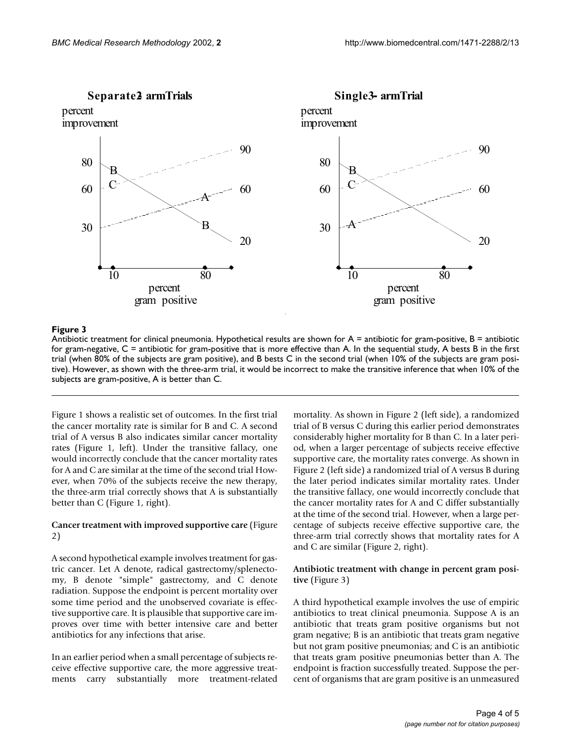**Figure 3**

Antibiotic treatment for clinical pneumonia. Hypothetical results are shown for A = antibiotic for gram-positive, B = antibiotic for gram-negative, C = antibiotic for gram-positive that is more effective than A. In the sequential study, A bests B in the first trial (when 80% of the subjects are gram positive), and B bests C in the second trial (when 10% of the subjects are gram positive). However, as shown with the three-arm trial, it would be incorrect to make the transitive inference that when 10% of the subjects are gram-positive, A is better than C.

Figure 1 shows a realistic set of outcomes. In the first trial the cancer mortality rate is similar for B and C. A second trial of A versus B also indicates similar cancer mortality rates (Figure 1, left). Under the transitive fallacy, one would incorrectly conclude that the cancer mortality rates for A and C are similar at the time of the second trial However, when 70% of the subjects receive the new therapy, the three-arm trial correctly shows that A is substantially better than C (Figure 1, right).

**Cancer treatment with improved supportive care** (Figure 2)

A second hypothetical example involves treatment for gastric cancer. Let A denote, radical gastrectomy/splenectomy, B denote "simple" gastrectomy, and C denote radiation. Suppose the endpoint is percent mortality over some time period and the unobserved covariate is effective supportive care. It is plausible that supportive care improves over time with better intensive care and better antibiotics for any infections that arise.

In an earlier period when a small percentage of subjects receive effective supportive care, the more aggressive treatments carry substantially more treatment-related mortality. As shown in Figure 2 (left side), a randomized trial of B versus C during this earlier period demonstrates considerably higher mortality for B than C. In a later period, when a larger percentage of subjects receive effective supportive care, the mortality rates converge. As shown in Figure 2 (left side) a randomized trial of A versus B during the later period indicates similar mortality rates. Under the transitive fallacy, one would incorrectly conclude that the cancer mortality rates for A and C differ substantially at the time of the second trial. However, when a large percentage of subjects receive effective supportive care, the three-arm trial correctly shows that mortality rates for A and C are similar (Figure 2, right).

**Antibiotic treatment with change in percent gram positive** (Figure 3)

A third hypothetical example involves the use of empiric antibiotics to treat clinical pneumonia. Suppose A is an antibiotic that treats gram positive organisms but not gram negative; B is an antibiotic that treats gram negative but not gram positive pneumonias; and C is an antibiotic that treats gram positive pneumonias better than A. The endpoint is fraction successfully treated. Suppose the percent of organisms that are gram positive is an unmeasured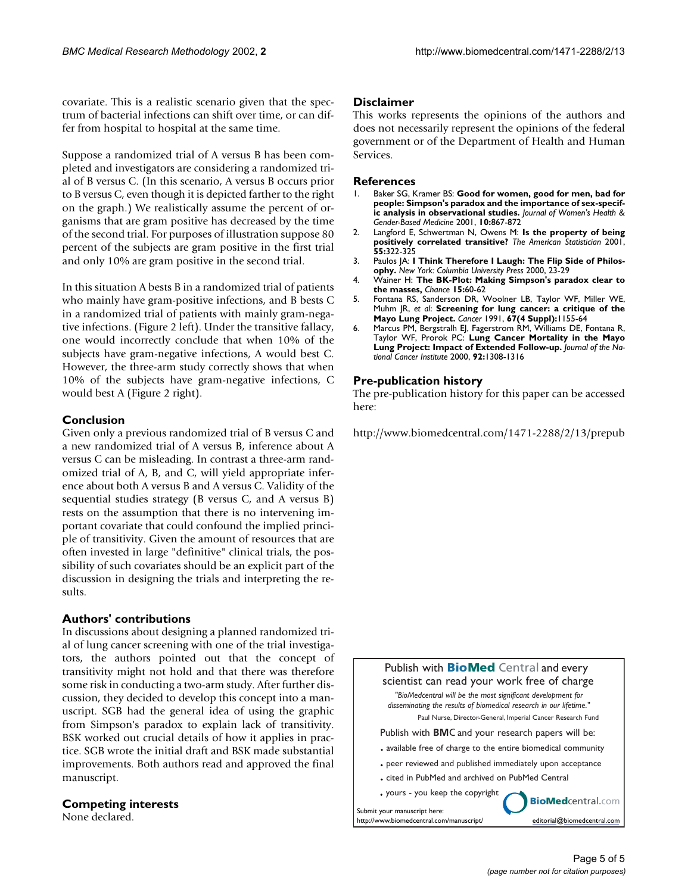covariate. This is a realistic scenario given that the spectrum of bacterial infections can shift over time, or can differ from hospital to hospital at the same time.

Suppose a randomized trial of A versus B has been completed and investigators are considering a randomized trial of B versus C. (In this scenario, A versus B occurs prior to B versus C, even though it is depicted farther to the right on the graph.) We realistically assume the percent of organisms that are gram positive has decreased by the time of the second trial. For purposes of illustration suppose 80 percent of the subjects are gram positive in the first trial and only 10% are gram positive in the second trial.

In this situation A bests B in a randomized trial of patients who mainly have gram-positive infections, and B bests C in a randomized trial of patients with mainly gram-negative infections. (Figure 2 left). Under the transitive fallacy, one would incorrectly conclude that when 10% of the subjects have gram-negative infections, A would best C. However, the three-arm study correctly shows that when 10% of the subjects have gram-negative infections, C would best A (Figure 2 right).

## Conclusion

Given only a previous randomized trial of B versus C and a new randomized trial of A versus B, inference about A versus C can be misleading. In contrast a three-arm randomized trial of A, B, and C, will yield appropriate inference about both A versus B and A versus C. Validity of the sequential studies strategy (B versus C, and A versus B) rests on the assumption that there is no intervening important covariate that could confound the implied principle of transitivity. Given the amount of resources that are often invested in large "definitive" clinical trials, the possibility of such covariates should be an explicit part of the discussion in designing the trials and interpreting the results.

## Authors' contributions

In discussions about designing a planned randomized trial of lung cancer screening with one of the trial investigators, the authors pointed out that the concept of transitivity might not hold and that there was therefore some risk in conducting a two-arm study. After further discussion, they decided to develop this concept into a manuscript. SGB had the general idea of using the graphic from Simpson's paradox to explain lack of transitivity. BSK worked out crucial details of how it applies in practice. SGB wrote the initial draft and BSK made substantial improvements. Both authors read and approved the final manuscript.

## Competing interests

None declared.

## Disclaimer

This works represents the opinions of the authors and does not necessarily represent the opinions of the federal government or of the Department of Health and Human Services.

## References

1. Baker SG, Kramer BS: **Good for women, good for men, bad for people: Simpson's paradox and the importance of sex-specific analysis in observational studies.** *Journal of Women's Health & Gender-Based Medicine* 2001, **10:**867-872
2. Langford E, Schwertman N, Owens M: **Is the property of being positively correlated transitive?** *The American Statistician* 2001, **55:**322-325
3. Paulos JA: **I Think Therefore I Laugh: The Flip Side of Philosophy.** *New York: Columbia University Press* 2000, 23-29
4. Wainer H: **The BK-Plot: Making Simpson's paradox clear to the masses,** *Chance* **15:**60-62
5. Fontana RS, Sanderson DR, Woolner LB, Taylor WF, Miller WE, Muhm JR, *et al*: **Screening for lung cancer: a critique of the Mayo Lung Project.** *Cancer* 1991, **67(4 Suppl):**1155-64
6. Marcus PM, Bergstralh EJ, Fagerstrom RM, Williams DE, Fontana R, Taylor WF, Prorok PC: **Lung Cancer Mortality in the Mayo Lung Project: Impact of Extended Follow-up.** *Journal of the National Cancer Institute* 2000, **92:**1308-1316

## Pre-publication history

The pre-publication history for this paper can be accessed here:

http://www.biomedcentral.com/1471-2288/2/13/prepub

Publish with **BioMed** Central and every scientist can read your work free of charge

*"BioMedcentral will be the most significant development for disseminating the results of biomedical research in our lifetime."*

Paul Nurse, Director-General, Imperial Cancer Research Fund

Publish with **BMC** and your research papers will be:

- available free of charge to the entire biomedical community
- peer reviewed and published immediately upon acceptance
- cited in PubMed and archived on PubMed Central
- yours - you keep the copyright

Submit your manuscript here:
http://www.biomedcentral.com/manuscript/

**BioMed**central.com

editorial@biomedcentral.com